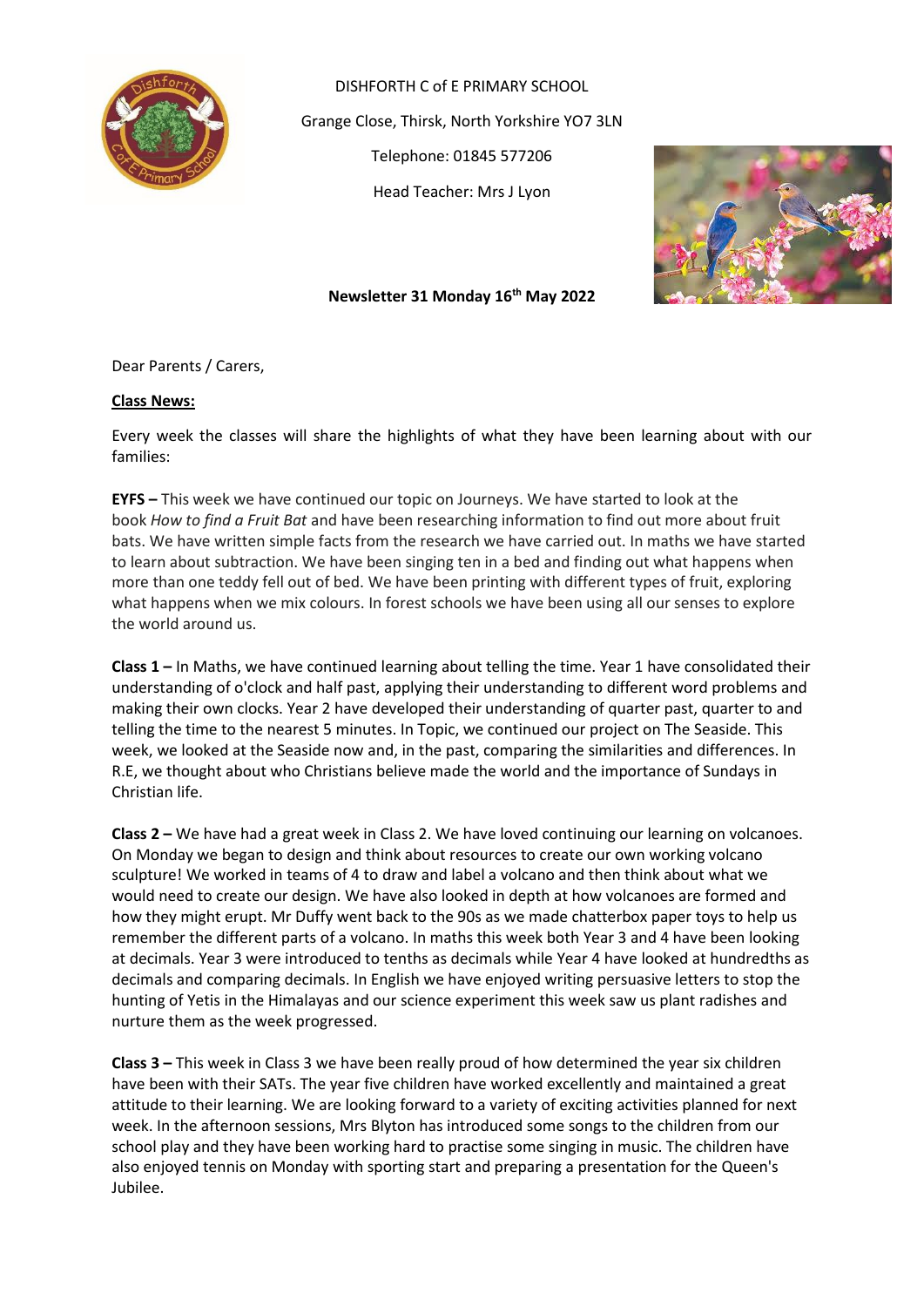DISHFORTH C of E PRIMARY SCHOOL

Grange Close, Thirsk, North Yorkshire YO7 3LN

Telephone: 01845 577206

Head Teacher: Mrs J Lyon

**Newsletter 31 Monday 16th May 2022**

Dear Parents / Carers,

**Class News:**

Every week the classes will share the highlights of what they have been learning about with our families:

**EYFS –** This week we have continued our topic on Journeys. We have started to look at the book *How to find a Fruit Bat* and have been researching information to find out more about fruit bats. We have written simple facts from the research we have carried out. In maths we have started to learn about subtraction. We have been singing ten in a bed and finding out what happens when more than one teddy fell out of bed. We have been printing with different types of fruit, exploring what happens when we mix colours. In forest schools we have been using all our senses to explore the world around us.

**Class 1 –** In Maths, we have continued learning about telling the time. Year 1 have consolidated their understanding of o'clock and half past, applying their understanding to different word problems and making their own clocks. Year 2 have developed their understanding of quarter past, quarter to and telling the time to the nearest 5 minutes. In Topic, we continued our project on The Seaside. This week, we looked at the Seaside now and, in the past, comparing the similarities and differences. In R.E, we thought about who Christians believe made the world and the importance of Sundays in Christian life.

**Class 2 –** We have had a great week in Class 2. We have loved continuing our learning on volcanoes. On Monday we began to design and think about resources to create our own working volcano sculpture! We worked in teams of 4 to draw and label a volcano and then think about what we would need to create our design. We have also looked in depth at how volcanoes are formed and how they might erupt. Mr Duffy went back to the 90s as we made chatterbox paper toys to help us remember the different parts of a volcano. In maths this week both Year 3 and 4 have been looking at decimals. Year 3 were introduced to tenths as decimals while Year 4 have looked at hundredths as decimals and comparing decimals. In English we have enjoyed writing persuasive letters to stop the hunting of Yetis in the Himalayas and our science experiment this week saw us plant radishes and nurture them as the week progressed.

**Class 3 –** This week in Class 3 we have been really proud of how determined the year six children have been with their SATs. The year five children have worked excellently and maintained a great attitude to their learning. We are looking forward to a variety of exciting activities planned for next week. In the afternoon sessions, Mrs Blyton has introduced some songs to the children from our school play and they have been working hard to practise some singing in music. The children have also enjoyed tennis on Monday with sporting start and preparing a presentation for the Queen's Jubilee.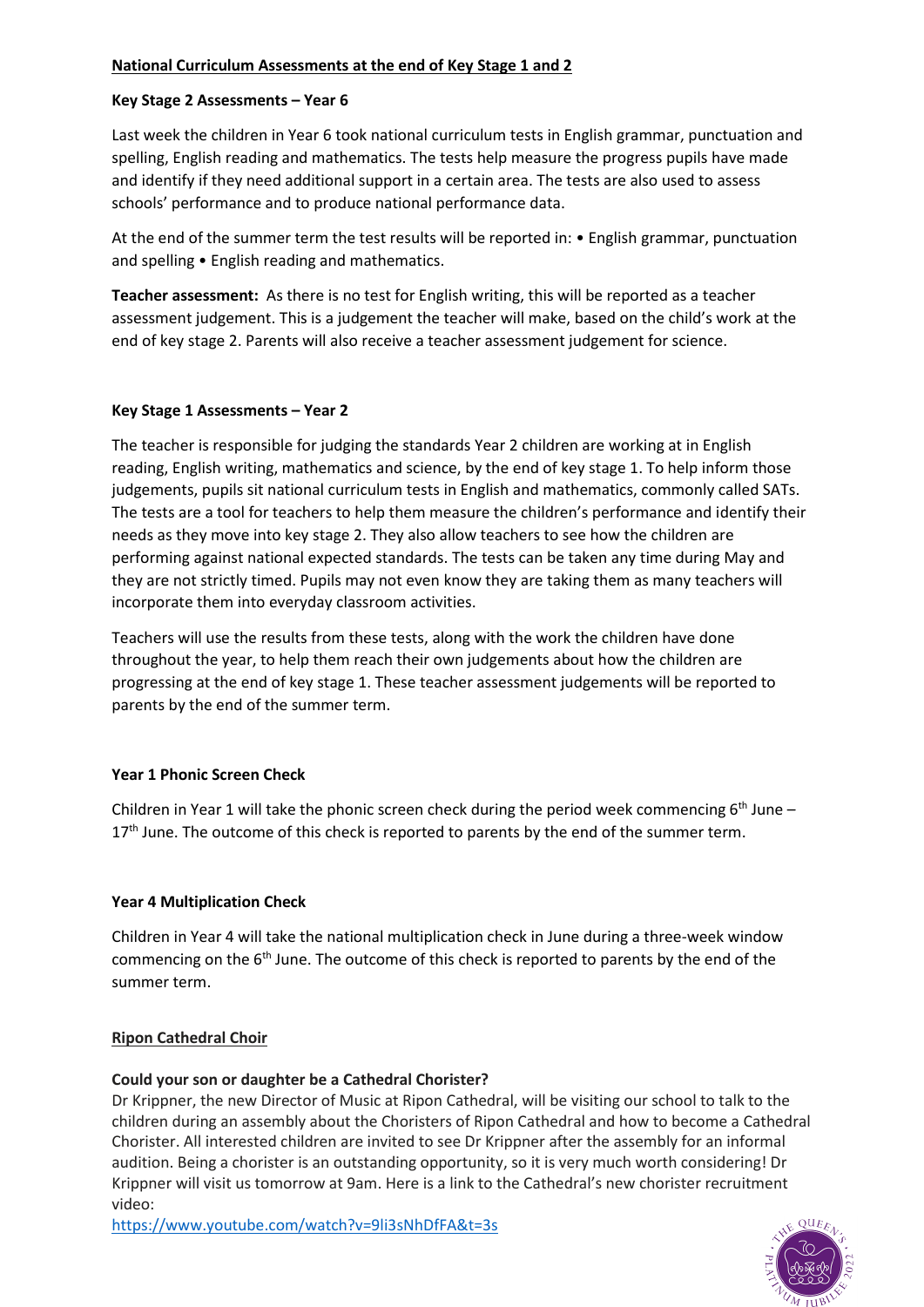## National Curriculum Assessments at the end of Key Stage 1 and 2

### Key Stage 2 Assessments – Year 6

Last week the children in Year 6 took national curriculum tests in English grammar, punctuation and spelling, English reading and mathematics. The tests help measure the progress pupils have made and identify if they need additional support in a certain area. The tests are also used to assess schools' performance and to produce national performance data.

At the end of the summer term the test results will be reported in: • English grammar, punctuation and spelling • English reading and mathematics.

**Teacher assessment:** As there is no test for English writing, this will be reported as a teacher assessment judgement. This is a judgement the teacher will make, based on the child's work at the end of key stage 2. Parents will also receive a teacher assessment judgement for science.

### Key Stage 1 Assessments – Year 2

The teacher is responsible for judging the standards Year 2 children are working at in English reading, English writing, mathematics and science, by the end of key stage 1. To help inform those judgements, pupils sit national curriculum tests in English and mathematics, commonly called SATs. The tests are a tool for teachers to help them measure the children's performance and identify their needs as they move into key stage 2. They also allow teachers to see how the children are performing against national expected standards. The tests can be taken any time during May and they are not strictly timed. Pupils may not even know they are taking them as many teachers will incorporate them into everyday classroom activities.

Teachers will use the results from these tests, along with the work the children have done throughout the year, to help them reach their own judgements about how the children are progressing at the end of key stage 1. These teacher assessment judgements will be reported to parents by the end of the summer term.

### Year 1 Phonic Screen Check

Children in Year 1 will take the phonic screen check during the period week commencing 6th June – 17th June. The outcome of this check is reported to parents by the end of the summer term.

### Year 4 Multiplication Check

Children in Year 4 will take the national multiplication check in June during a three-week window commencing on the 6th June. The outcome of this check is reported to parents by the end of the summer term.

## Ripon Cathedral Choir

### Could your son or daughter be a Cathedral Chorister?

Dr Krippner, the new Director of Music at Ripon Cathedral, will be visiting our school to talk to the children during an assembly about the Choristers of Ripon Cathedral and how to become a Cathedral Chorister. All interested children are invited to see Dr Krippner after the assembly for an informal audition. Being a chorister is an outstanding opportunity, so it is very much worth considering! Dr Krippner will visit us tomorrow at 9am. Here is a link to the Cathedral's new chorister recruitment video:

https://www.youtube.com/watch?v=9li3sNhDfFA&t=3s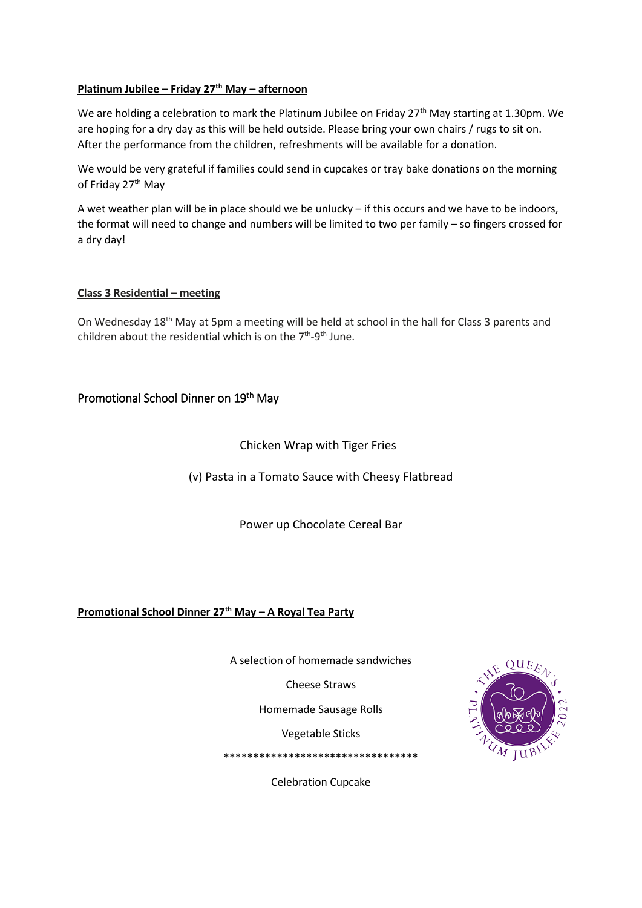**Platinum Jubilee – Friday 27th May – afternoon**

We are holding a celebration to mark the Platinum Jubilee on Friday 27th May starting at 1.30pm. We are hoping for a dry day as this will be held outside. Please bring your own chairs / rugs to sit on. After the performance from the children, refreshments will be available for a donation.

We would be very grateful if families could send in cupcakes or tray bake donations on the morning of Friday 27th May

A wet weather plan will be in place should we be unlucky – if this occurs and we have to be indoors, the format will need to change and numbers will be limited to two per family – so fingers crossed for a dry day!

**Class 3 Residential – meeting**

On Wednesday 18th May at 5pm a meeting will be held at school in the hall for Class 3 parents and children about the residential which is on the 7th-9th June.

Promotional School Dinner on 19th May

Chicken Wrap with Tiger Fries

(v) Pasta in a Tomato Sauce with Cheesy Flatbread

Power up Chocolate Cereal Bar

**Promotional School Dinner 27th May – A Royal Tea Party**

A selection of homemade sandwiches

Cheese Straws

Homemade Sausage Rolls

Vegetable Sticks

**********************************

Celebration Cupcake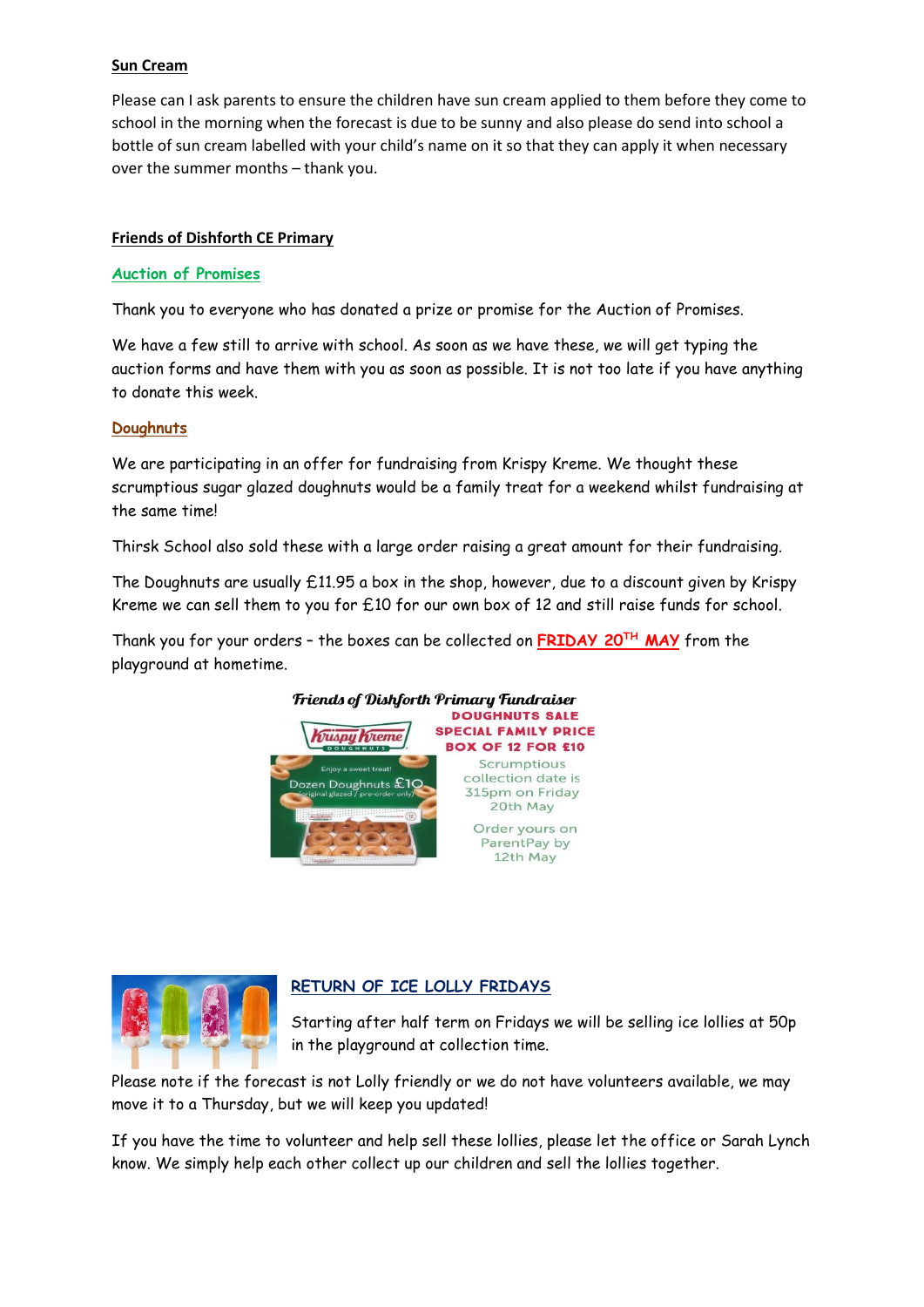## Sun Cream

Please can I ask parents to ensure the children have sun cream applied to them before they come to school in the morning when the forecast is due to be sunny and also please do send into school a bottle of sun cream labelled with your child's name on it so that they can apply it when necessary over the summer months – thank you.

## Friends of Dishforth CE Primary

### Auction of Promises

Thank you to everyone who has donated a prize or promise for the Auction of Promises.

We have a few still to arrive with school. As soon as we have these, we will get typing the auction forms and have them with you as soon as possible. It is not too late if you have anything to donate this week.

### Doughnuts

We are participating in an offer for fundraising from Krispy Kreme. We thought these scrumptious sugar glazed doughnuts would be a family treat for a weekend whilst fundraising at the same time!

Thirsk School also sold these with a large order raising a great amount for their fundraising.

The Doughnuts are usually £11.95 a box in the shop, however, due to a discount given by Krispy Kreme we can sell them to you for £10 for our own box of 12 and still raise funds for school.

Thank you for your orders – the boxes can be collected on **FRIDAY 20TH MAY** from the playground at hometime.

*Friends of Dishforth Primary Fundraiser*

DOUGHNUTS SALE
SPECIAL FAMILY PRICE
BOX OF 12 FOR £10

Krispy Kreme DOUGHNUTS
Enjoy a sweet treat!
Dozen Doughnuts £10
(original glazed / pre-order only)

Scrumptious
collection date is
315pm on Friday
20th May

Order yours on
ParentPay by
12th May

### RETURN OF ICE LOLLY FRIDAYS

Starting after half term on Fridays we will be selling ice lollies at 50p in the playground at collection time.

Please note if the forecast is not Lolly friendly or we do not have volunteers available, we may move it to a Thursday, but we will keep you updated!

If you have the time to volunteer and help sell these lollies, please let the office or Sarah Lynch know. We simply help each other collect up our children and sell the lollies together.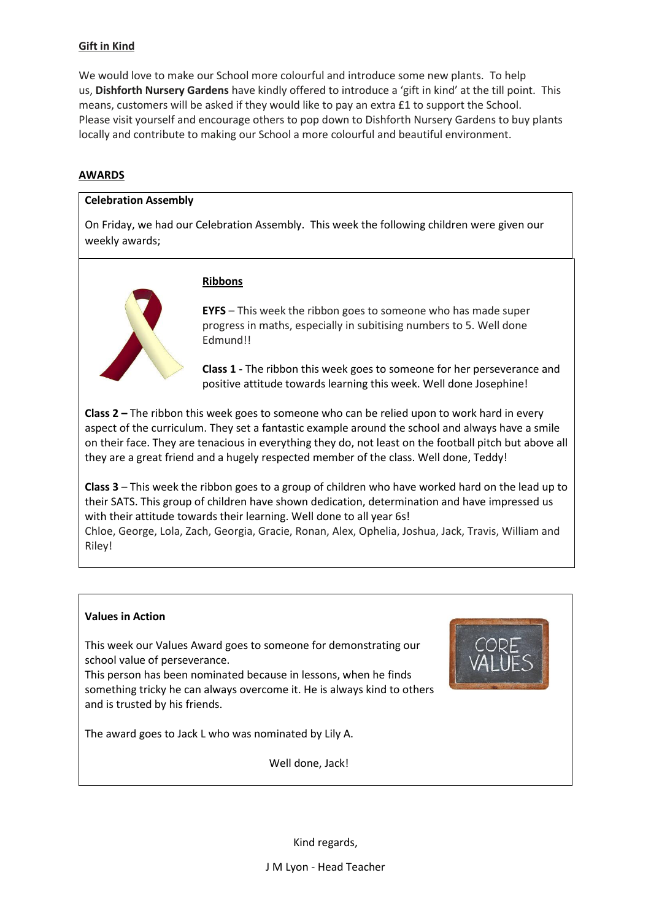**Gift in Kind**

We would love to make our School more colourful and introduce some new plants. To help us, **Dishforth Nursery Gardens** have kindly offered to introduce a 'gift in kind' at the till point. This means, customers will be asked if they would like to pay an extra £1 to support the School. Please visit yourself and encourage others to pop down to Dishforth Nursery Gardens to buy plants locally and contribute to making our School a more colourful and beautiful environment.

**AWARDS**

**Celebration Assembly**

On Friday, we had our Celebration Assembly. This week the following children were given our weekly awards;

**Ribbons**

**EYFS** – This week the ribbon goes to someone who has made super progress in maths, especially in subitising numbers to 5. Well done Edmund!!

**Class 1 -** The ribbon this week goes to someone for her perseverance and positive attitude towards learning this week. Well done Josephine!

**Class 2 –** The ribbon this week goes to someone who can be relied upon to work hard in every aspect of the curriculum. They set a fantastic example around the school and always have a smile on their face. They are tenacious in everything they do, not least on the football pitch but above all they are a great friend and a hugely respected member of the class. Well done, Teddy!

**Class 3** – This week the ribbon goes to a group of children who have worked hard on the lead up to their SATS. This group of children have shown dedication, determination and have impressed us with their attitude towards their learning. Well done to all year 6s!
Chloe, George, Lola, Zach, Georgia, Gracie, Ronan, Alex, Ophelia, Joshua, Jack, Travis, William and Riley!

**Values in Action**

This week our Values Award goes to someone for demonstrating our school value of perseverance.
This person has been nominated because in lessons, when he finds something tricky he can always overcome it. He is always kind to others and is trusted by his friends.

The award goes to Jack L who was nominated by Lily A.

Well done, Jack!

Kind regards,

J M Lyon - Head Teacher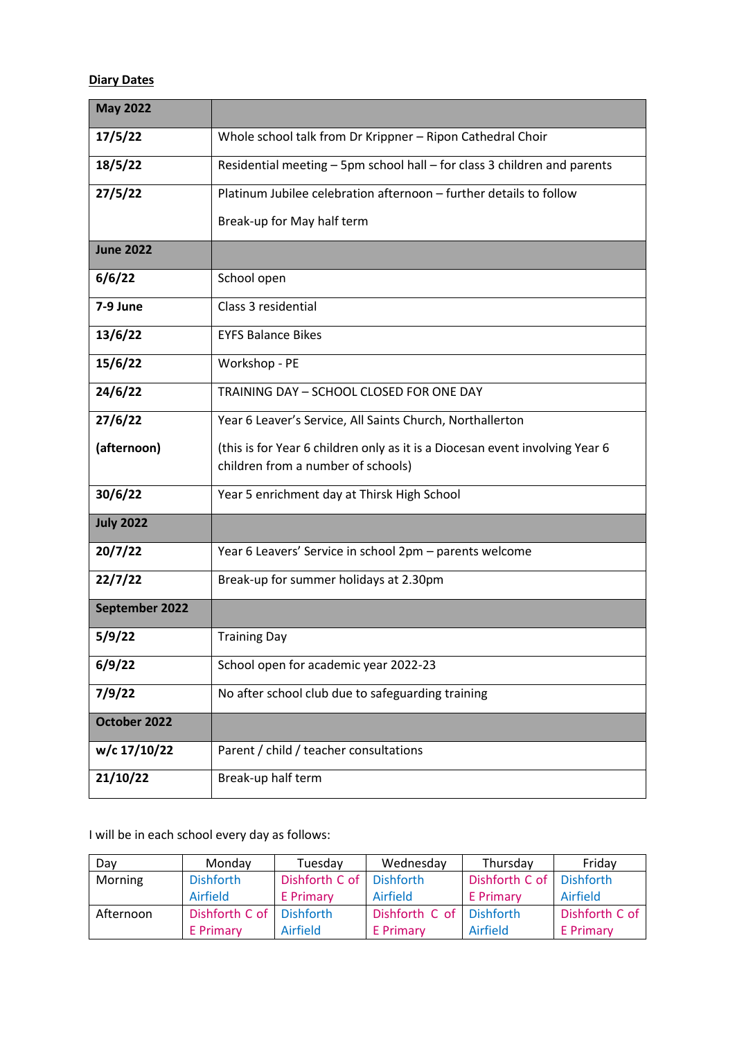**Diary Dates**

| **May 2022** | |
|---|---|
| **17/5/22** | Whole school talk from Dr Krippner – Ripon Cathedral Choir |
| **18/5/22** | Residential meeting – 5pm school hall – for class 3 children and parents |
| **27/5/22** | Platinum Jubilee celebration afternoon – further details to follow<br><br>Break-up for May half term |
| **June 2022** | |
| **6/6/22** | School open |
| **7-9 June** | Class 3 residential |
| **13/6/22** | EYFS Balance Bikes |
| **15/6/22** | Workshop - PE |
| **24/6/22** | TRAINING DAY – SCHOOL CLOSED FOR ONE DAY |
| **27/6/22**<br><br>**(afternoon)** | Year 6 Leaver's Service, All Saints Church, Northallerton<br><br>(this is for Year 6 children only as it is a Diocesan event involving Year 6 children from a number of schools) |
| **30/6/22** | Year 5 enrichment day at Thirsk High School |
| **July 2022** | |
| **20/7/22** | Year 6 Leavers' Service in school 2pm – parents welcome |
| **22/7/22** | Break-up for summer holidays at 2.30pm |
| **September 2022** | |
| **5/9/22** | Training Day |
| **6/9/22** | School open for academic year 2022-23 |
| **7/9/22** | No after school club due to safeguarding training |
| **October 2022** | |
| **w/c 17/10/22** | Parent / child / teacher consultations |
| **21/10/22** | Break-up half term |

I will be in each school every day as follows:

| Day | Monday | Tuesday | Wednesday | Thursday | Friday |
|---|---|---|---|---|---|
| Morning | Dishforth Airfield | Dishforth C of E Primary | Dishforth Airfield | Dishforth C of E Primary | Dishforth Airfield |
| Afternoon | Dishforth C of E Primary | Dishforth Airfield | Dishforth C of E Primary | Dishforth Airfield | Dishforth C of E Primary |